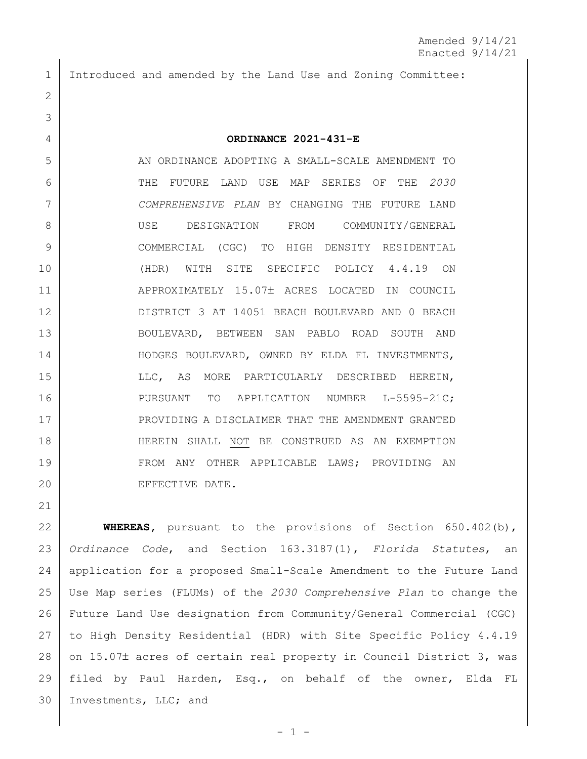Amended 9/14/21
Enacted 9/14/21

Introduced and amended by the Land Use and Zoning Committee:

**ORDINANCE 2021-431-E**

AN ORDINANCE ADOPTING A SMALL-SCALE AMENDMENT TO THE FUTURE LAND USE MAP SERIES OF THE *2030 COMPREHENSIVE PLAN* BY CHANGING THE FUTURE LAND USE DESIGNATION FROM COMMUNITY/GENERAL COMMERCIAL (CGC) TO HIGH DENSITY RESIDENTIAL (HDR) WITH SITE SPECIFIC POLICY 4.4.19 ON APPROXIMATELY 15.07± ACRES LOCATED IN COUNCIL DISTRICT 3 AT 14051 BEACH BOULEVARD AND 0 BEACH BOULEVARD, BETWEEN SAN PABLO ROAD SOUTH AND HODGES BOULEVARD, OWNED BY ELDA FL INVESTMENTS, LLC, AS MORE PARTICULARLY DESCRIBED HEREIN, PURSUANT TO APPLICATION NUMBER L-5595-21C; PROVIDING A DISCLAIMER THAT THE AMENDMENT GRANTED HEREIN SHALL <u>NOT</u> BE CONSTRUED AS AN EXEMPTION FROM ANY OTHER APPLICABLE LAWS; PROVIDING AN EFFECTIVE DATE.

**WHEREAS**, pursuant to the provisions of Section 650.402(b), *Ordinance Code*, and Section 163.3187(1), *Florida Statutes*, an application for a proposed Small-Scale Amendment to the Future Land Use Map series (FLUMs) of the *2030 Comprehensive Plan* to change the Future Land Use designation from Community/General Commercial (CGC) to High Density Residential (HDR) with Site Specific Policy 4.4.19 on 15.07± acres of certain real property in Council District 3, was filed by Paul Harden, Esq., on behalf of the owner, Elda FL Investments, LLC; and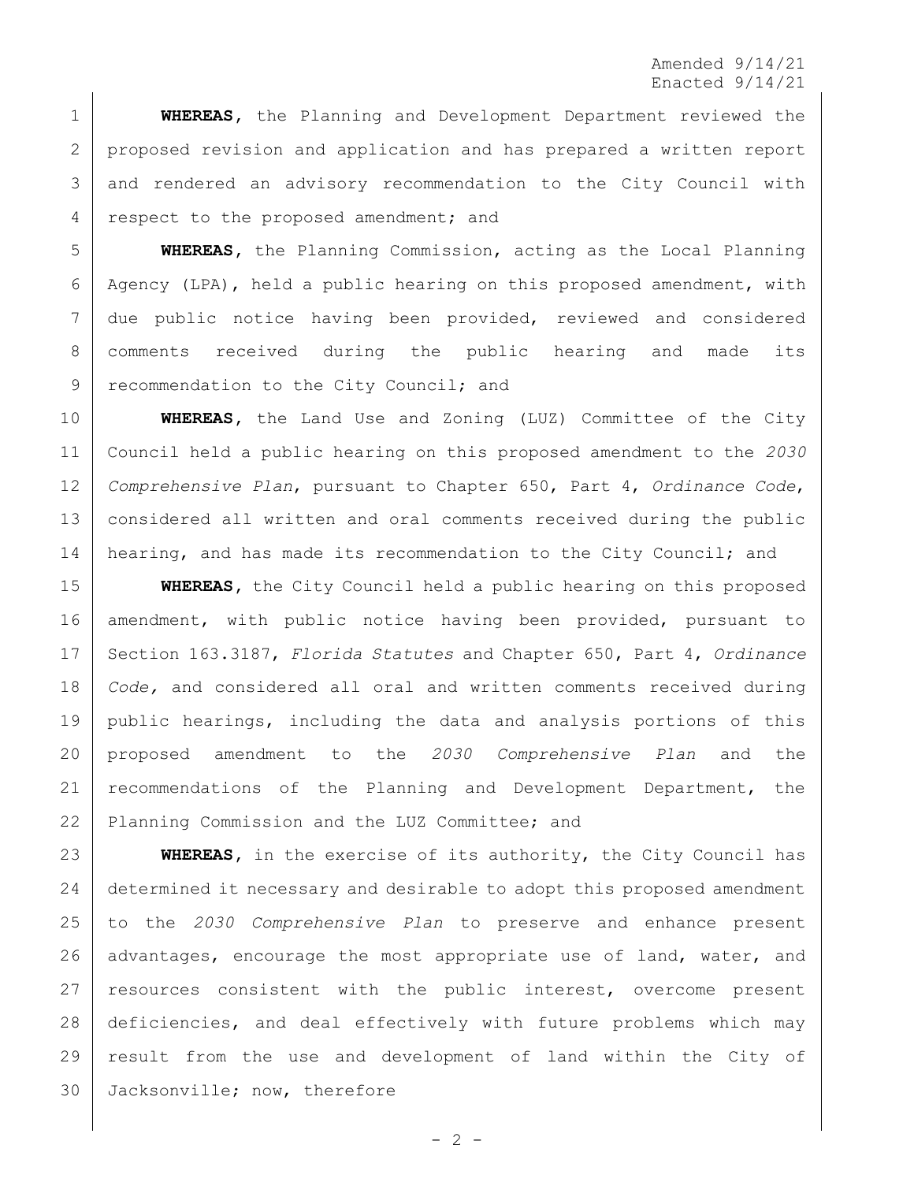**WHEREAS**, the Planning and Development Department reviewed the proposed revision and application and has prepared a written report and rendered an advisory recommendation to the City Council with respect to the proposed amendment; and

**WHEREAS**, the Planning Commission, acting as the Local Planning Agency (LPA), held a public hearing on this proposed amendment, with due public notice having been provided, reviewed and considered comments received during the public hearing and made its recommendation to the City Council; and

**WHEREAS**, the Land Use and Zoning (LUZ) Committee of the City Council held a public hearing on this proposed amendment to the *2030 Comprehensive Plan*, pursuant to Chapter 650, Part 4, *Ordinance Code*, considered all written and oral comments received during the public hearing, and has made its recommendation to the City Council; and

**WHEREAS**, the City Council held a public hearing on this proposed amendment, with public notice having been provided, pursuant to Section 163.3187, *Florida Statutes* and Chapter 650, Part 4, *Ordinance Code,* and considered all oral and written comments received during public hearings, including the data and analysis portions of this proposed amendment to the *2030 Comprehensive Plan* and the recommendations of the Planning and Development Department, the Planning Commission and the LUZ Committee; and

**WHEREAS**, in the exercise of its authority, the City Council has determined it necessary and desirable to adopt this proposed amendment to the *2030 Comprehensive Plan* to preserve and enhance present advantages, encourage the most appropriate use of land, water, and resources consistent with the public interest, overcome present deficiencies, and deal effectively with future problems which may result from the use and development of land within the City of Jacksonville; now, therefore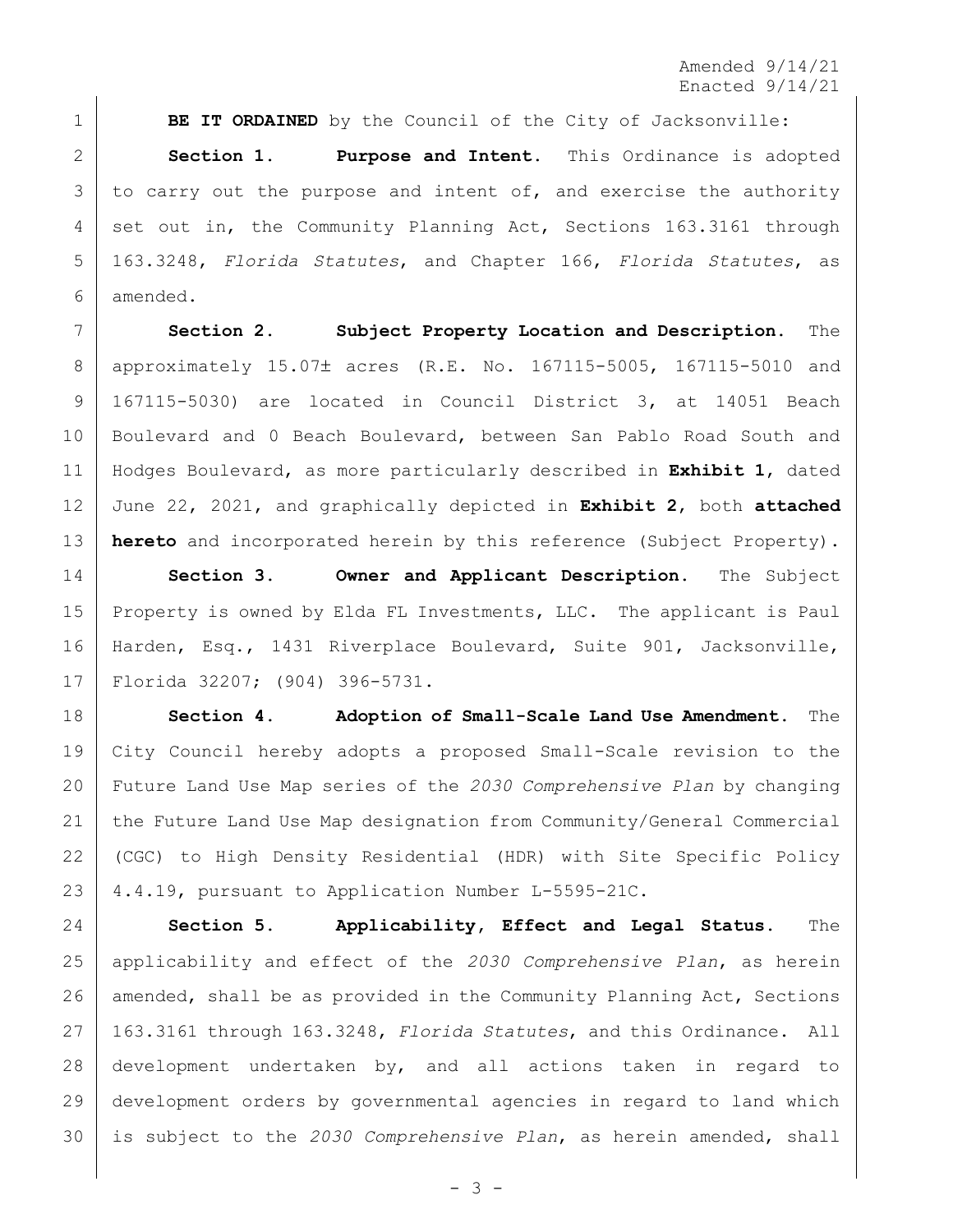Amended 9/14/21
Enacted 9/14/21

**BE IT ORDAINED** by the Council of the City of Jacksonville:

**Section 1. Purpose and Intent.** This Ordinance is adopted to carry out the purpose and intent of, and exercise the authority set out in, the Community Planning Act, Sections 163.3161 through 163.3248, *Florida Statutes*, and Chapter 166, *Florida Statutes*, as amended.

**Section 2. Subject Property Location and Description.** The approximately 15.07± acres (R.E. No. 167115-5005, 167115-5010 and 167115-5030) are located in Council District 3, at 14051 Beach Boulevard and 0 Beach Boulevard, between San Pablo Road South and Hodges Boulevard, as more particularly described in **Exhibit 1**, dated June 22, 2021, and graphically depicted in **Exhibit 2**, both **attached hereto** and incorporated herein by this reference (Subject Property).

**Section 3. Owner and Applicant Description.** The Subject Property is owned by Elda FL Investments, LLC. The applicant is Paul Harden, Esq., 1431 Riverplace Boulevard, Suite 901, Jacksonville, Florida 32207; (904) 396-5731.

**Section 4. Adoption of Small-Scale Land Use Amendment.** The City Council hereby adopts a proposed Small-Scale revision to the Future Land Use Map series of the *2030 Comprehensive Plan* by changing the Future Land Use Map designation from Community/General Commercial (CGC) to High Density Residential (HDR) with Site Specific Policy 4.4.19, pursuant to Application Number L-5595-21C.

**Section 5. Applicability, Effect and Legal Status.** The applicability and effect of the *2030 Comprehensive Plan*, as herein amended, shall be as provided in the Community Planning Act, Sections 163.3161 through 163.3248, *Florida Statutes*, and this Ordinance. All development undertaken by, and all actions taken in regard to development orders by governmental agencies in regard to land which is subject to the *2030 Comprehensive Plan*, as herein amended, shall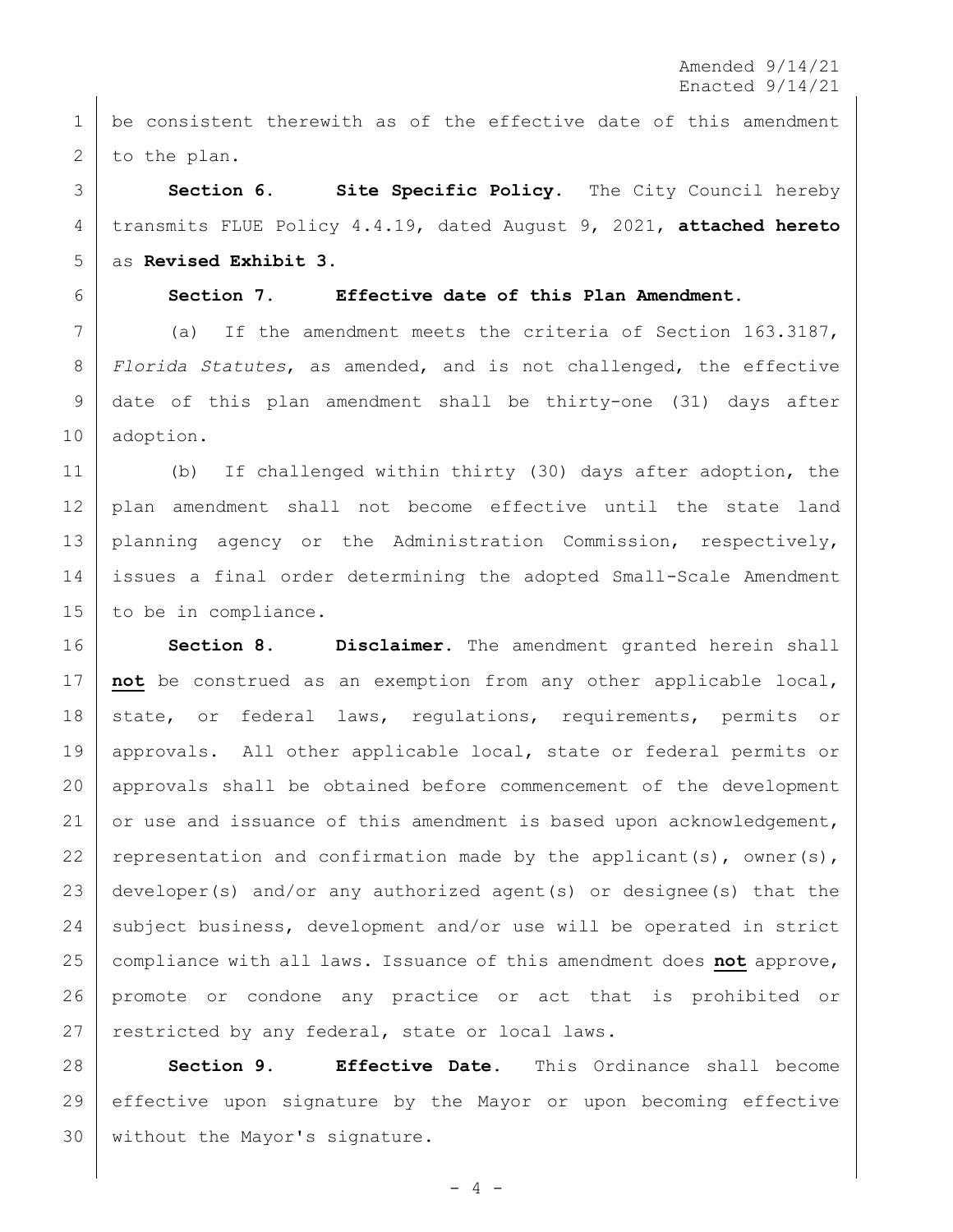be consistent therewith as of the effective date of this amendment to the plan.

**Section 6. Site Specific Policy.** The City Council hereby transmits FLUE Policy 4.4.19, dated August 9, 2021, **attached hereto** as **Revised Exhibit 3**.

**Section 7. Effective date of this Plan Amendment.**

(a) If the amendment meets the criteria of Section 163.3187, *Florida Statutes*, as amended, and is not challenged, the effective date of this plan amendment shall be thirty-one (31) days after adoption.

(b) If challenged within thirty (30) days after adoption, the plan amendment shall not become effective until the state land planning agency or the Administration Commission, respectively, issues a final order determining the adopted Small-Scale Amendment to be in compliance.

**Section 8. Disclaimer.** The amendment granted herein shall **not** be construed as an exemption from any other applicable local, state, or federal laws, regulations, requirements, permits or approvals. All other applicable local, state or federal permits or approvals shall be obtained before commencement of the development or use and issuance of this amendment is based upon acknowledgement, representation and confirmation made by the applicant(s), owner(s), developer(s) and/or any authorized agent(s) or designee(s) that the subject business, development and/or use will be operated in strict compliance with all laws. Issuance of this amendment does **not** approve, promote or condone any practice or act that is prohibited or restricted by any federal, state or local laws.

**Section 9. Effective Date.** This Ordinance shall become effective upon signature by the Mayor or upon becoming effective without the Mayor's signature.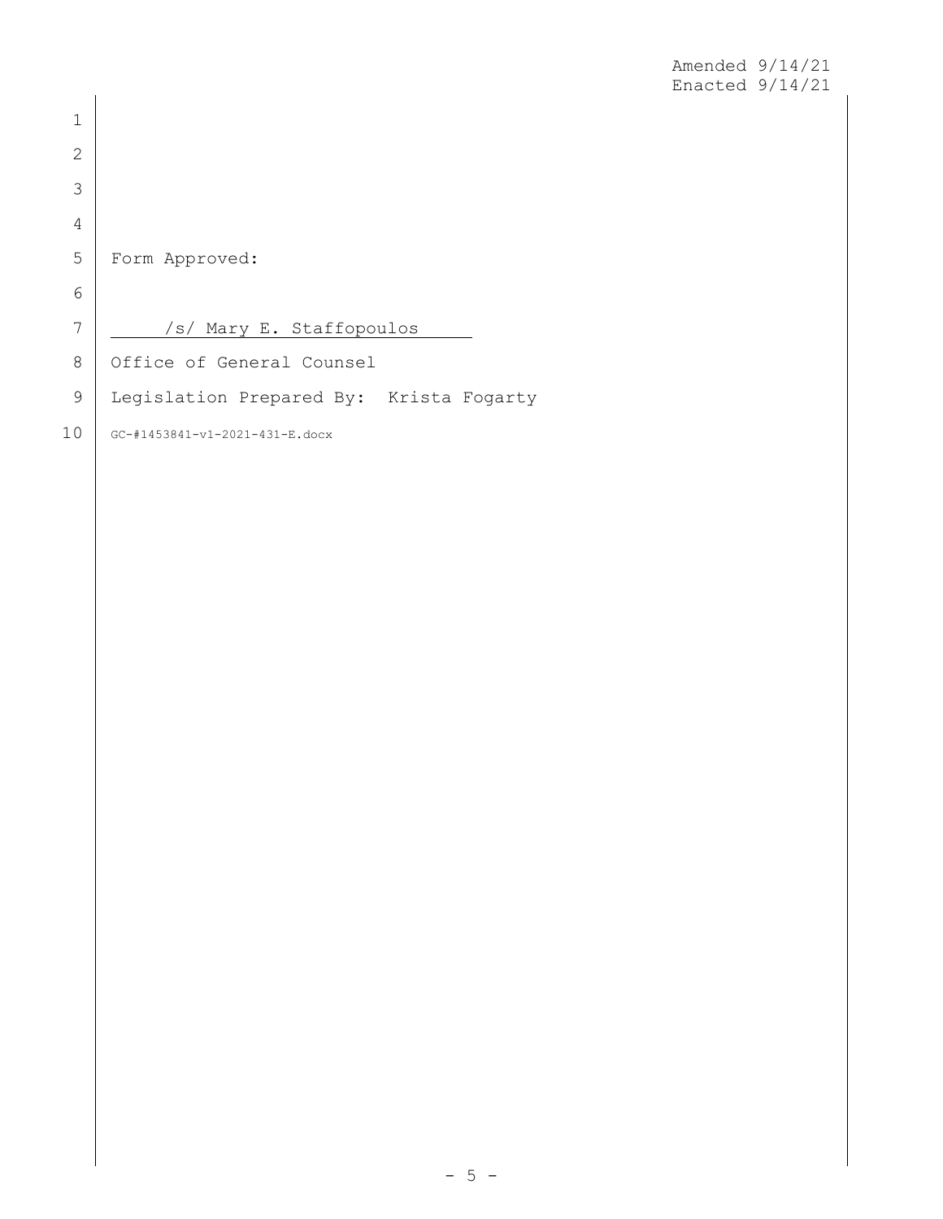Amended 9/14/21
Enacted 9/14/21

Form Approved:

/s/ Mary E. Staffopoulos

Office of General Counsel

Legislation Prepared By: Krista Fogarty

GC-#1453841-v1-2021-431-E.docx